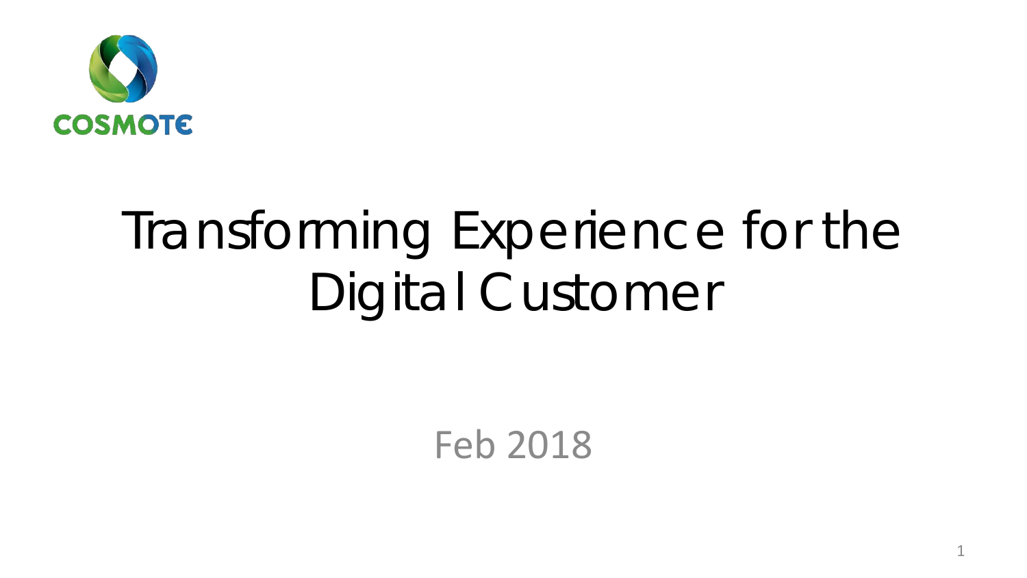COSMOTE

# Transforming Experience for the Digital Customer

Feb 2018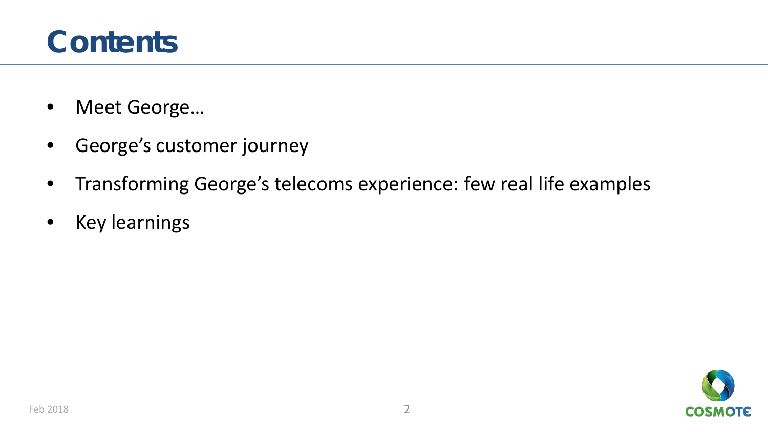# Contents

- Meet George…
- George's customer journey
- Transforming George's telecoms experience: few real life examples
- Key learnings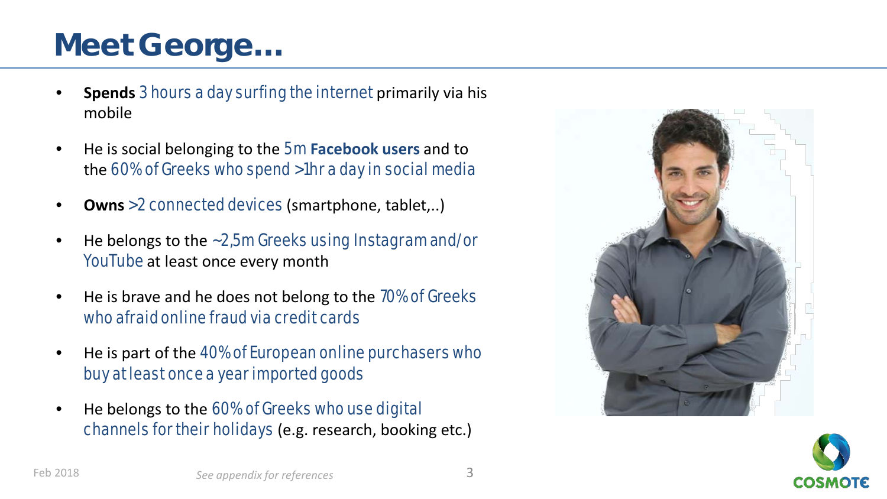# Meet George…

- **Spends** 3 hours a day surfing the internet primarily via his mobile
- He is social belonging to the 5m **Facebook users** and to the 60% of Greeks who spend >1hr a day in social media
- **Owns** >2 connected devices (smartphone, tablet,..)
- He belongs to the ~2,5m Greeks using Instagram and/or YouTube at least once every month
- He is brave and he does not belong to the 70% of Greeks who afraid online fraud via credit cards
- He is part of the 40% of European online purchasers who buy at least once a year imported goods
- He belongs to the 60% of Greeks who use digital channels for their holidays (e.g. research, booking etc.)

Feb 2018

*See appendix for references*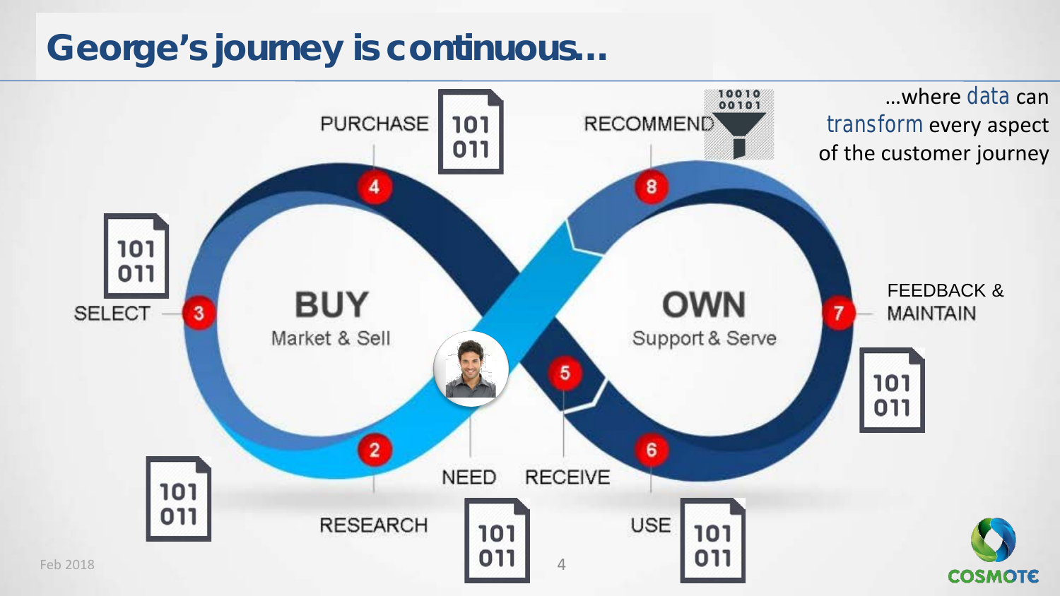# George's journey is continuous…

…where data can transform every aspect of the customer journey

**BUY**
Market & Sell

**OWN**
Support & Serve

1. NEED
2. RESEARCH
3. SELECT
4. PURCHASE
5. RECEIVE
6. USE
7. FEEDBACK & MAINTAIN
8. RECOMMEND

Feb 2018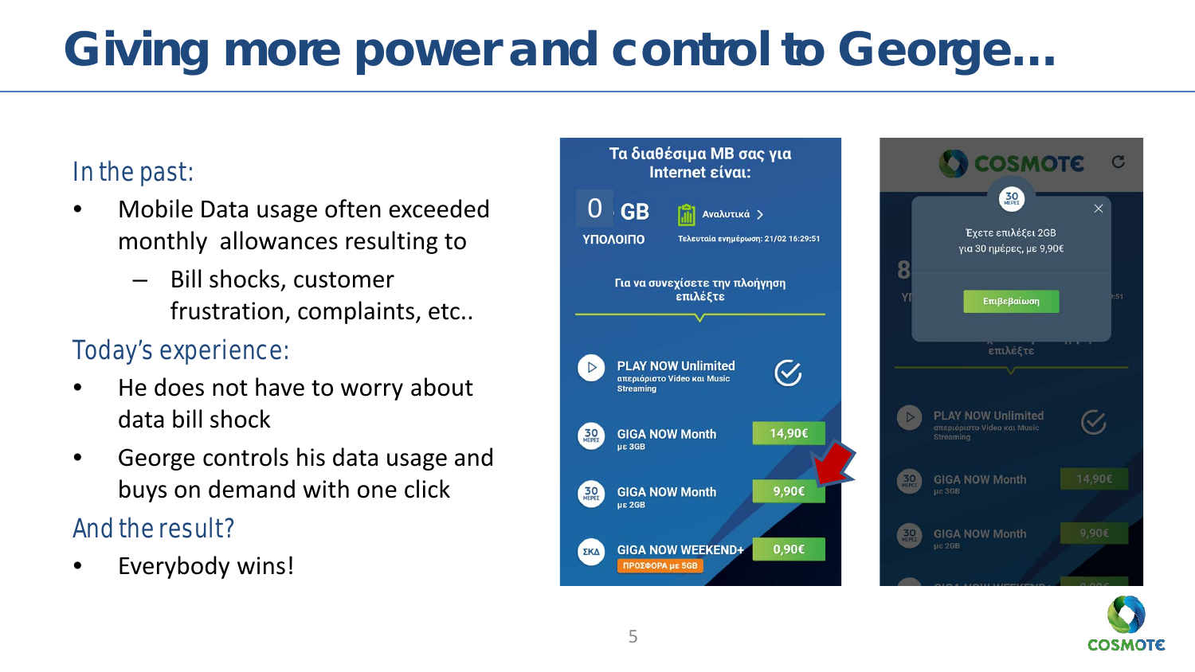# Giving more power and control to George…

**In the past:**

- Mobile Data usage often exceeded monthly allowances resulting to
  - Bill shocks, customer frustration, complaints, etc..

**Today's experience:**

- He does not have to worry about data bill shock
- George controls his data usage and buys on demand with one click

**And the result?**

- Everybody wins!

Τα διαθέσιμα MB σας για Internet είναι:

0 GB ΥΠΟΛΟΙΠΟ

Αναλυτικά >

Τελευταία ενημέρωση: 21/02 16:29:51

Για να συνεχίσετε την πλοήγηση επιλέξτε

PLAY NOW Unlimited — απεριόριστο Video και Music Streaming

GIGA NOW Month με 3GB — 14,90€

GIGA NOW Month με 2GB — 9,90€

GIGA NOW WEEKEND+ — ΠΡΟΣΦΟΡΑ με 5GB — 0,90€

COSMOTE

Έχετε επιλέξει 2GB για 30 ημέρες, με 9,90€

Επιβεβαίωση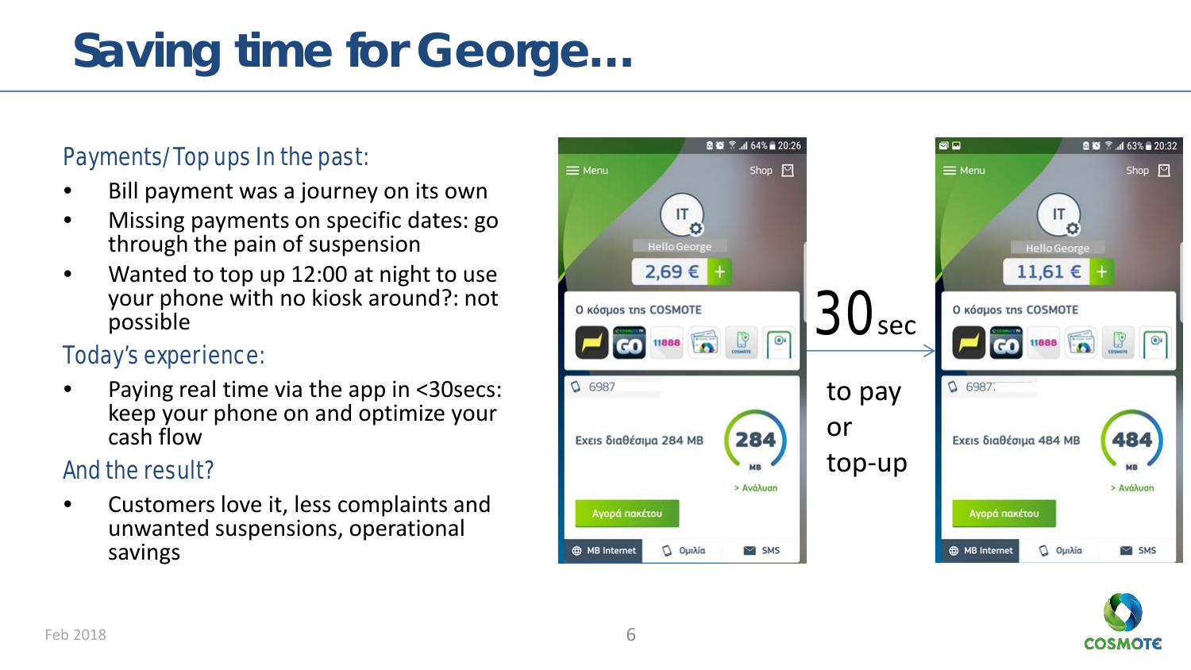# Saving time for George…

## Payments/Top ups In the past:

- Bill payment was a journey on its own
- Missing payments on specific dates: go through the pain of suspension
- Wanted to top up 12:00 at night to use your phone with no kiosk around?: not possible

## Today's experience:

- Paying real time via the app in <30secs: keep your phone on and optimize your cash flow

## And the result?

- Customers love it, less complaints and unwanted suspensions, operational savings

30 sec

to pay or top-up

Feb 2018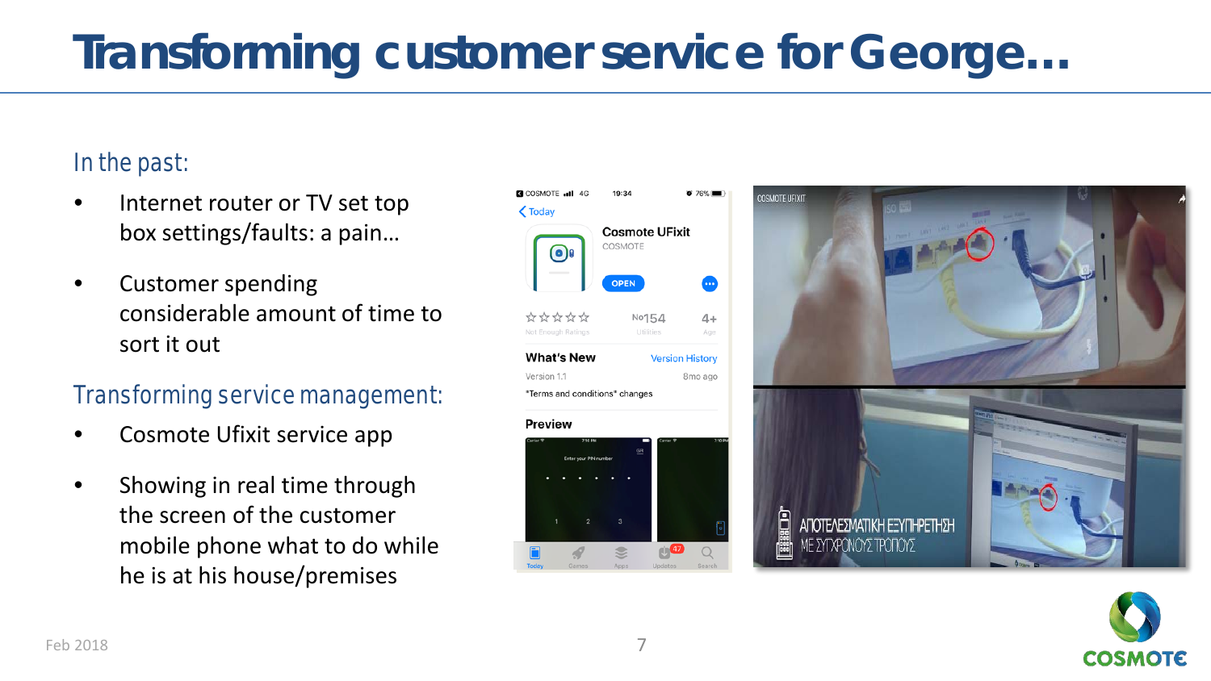# Transforming customer service for George…

## In the past:

- Internet router or TV set top box settings/faults: a pain…
- Customer spending considerable amount of time to sort it out

## Transforming service management:

- Cosmote Ufixit service app
- Showing in real time through the screen of the customer mobile phone what to do while he is at his house/premises

Feb 2018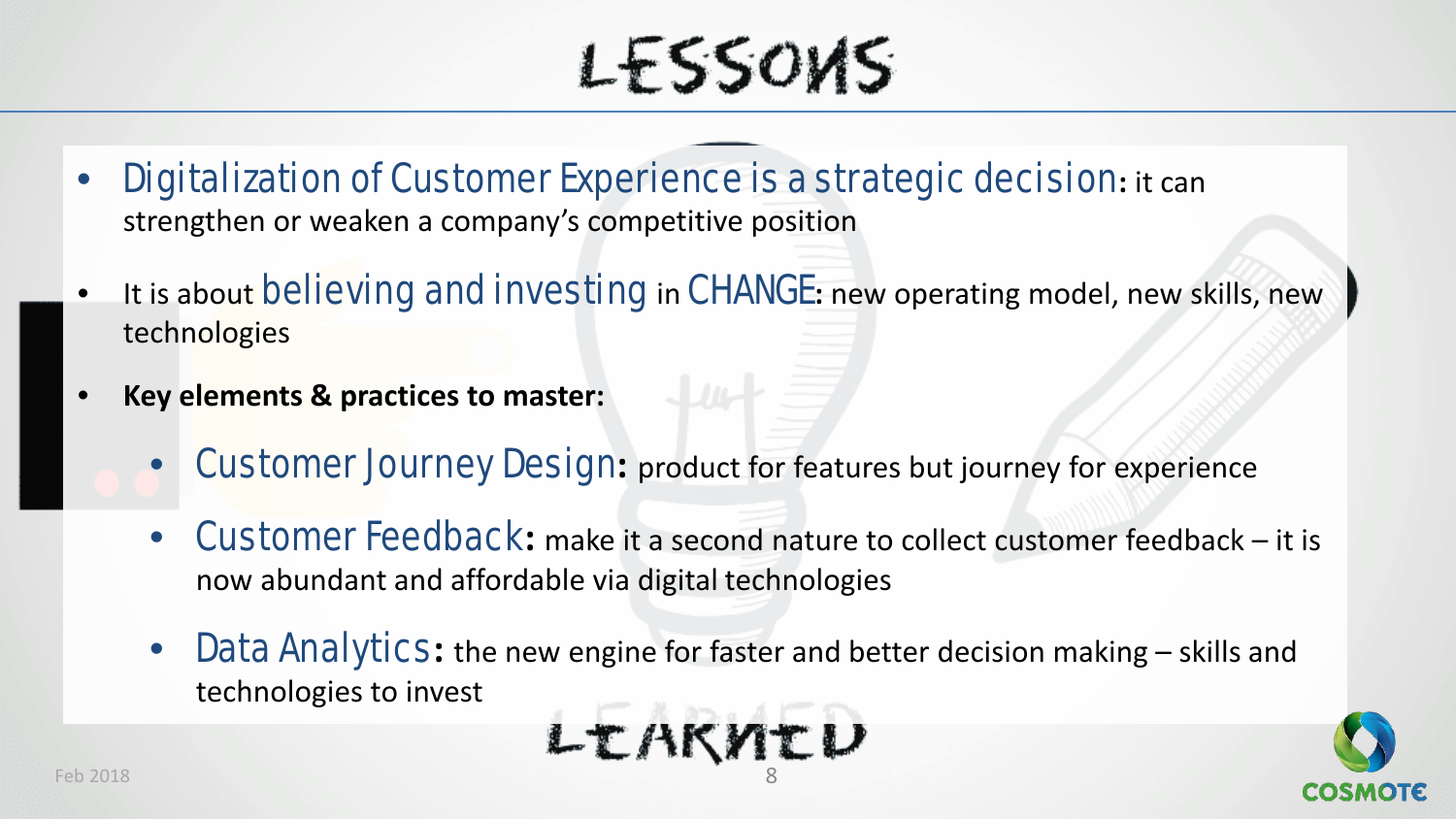# LESSONS LEARNED

- Digitalization of Customer Experience is a strategic decision: it can strengthen or weaken a company's competitive position
- It is about believing and investing in CHANGE: new operating model, new skills, new technologies
- **Key elements & practices to master:**
  - Customer Journey Design: product for features but journey for experience
  - Customer Feedback: make it a second nature to collect customer feedback – it is now abundant and affordable via digital technologies
  - Data Analytics: the new engine for faster and better decision making – skills and technologies to invest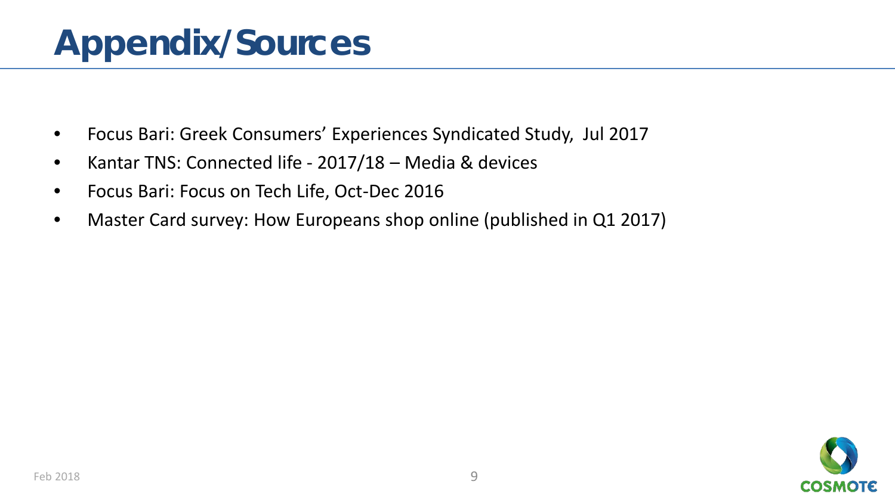# Appendix/Sources

- Focus Bari: Greek Consumers' Experiences Syndicated Study, Jul 2017
- Kantar TNS: Connected life - 2017/18 – Media & devices
- Focus Bari: Focus on Tech Life, Oct-Dec 2016
- Master Card survey: How Europeans shop online (published in Q1 2017)